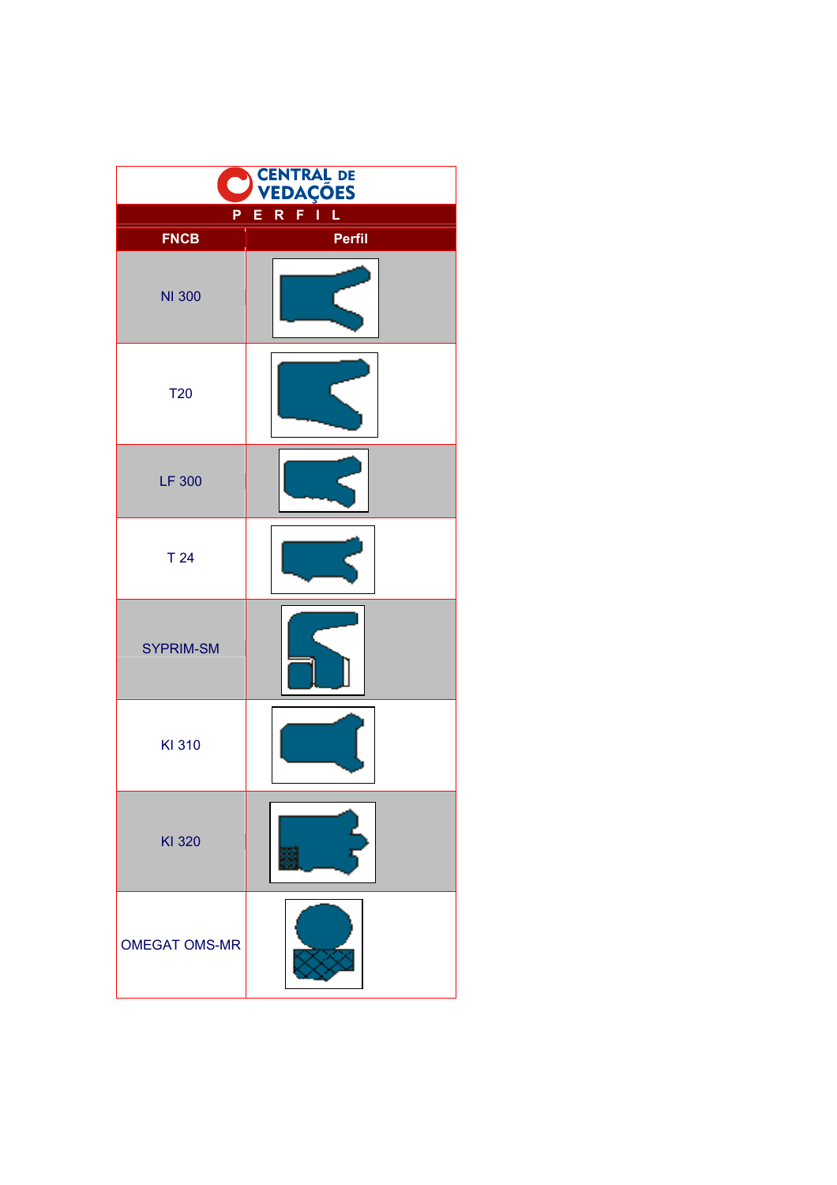CENTRAL DE VEDAÇÕES

**P E R F I L**

| FNCB | Perfil |
|---|---|
| NI 300 | |
| T20 | |
| LF 300 | |
| T 24 | |
| SYPRIM-SM | |
| KI 310 | |
| KI 320 | |
| OMEGAT OMS-MR | |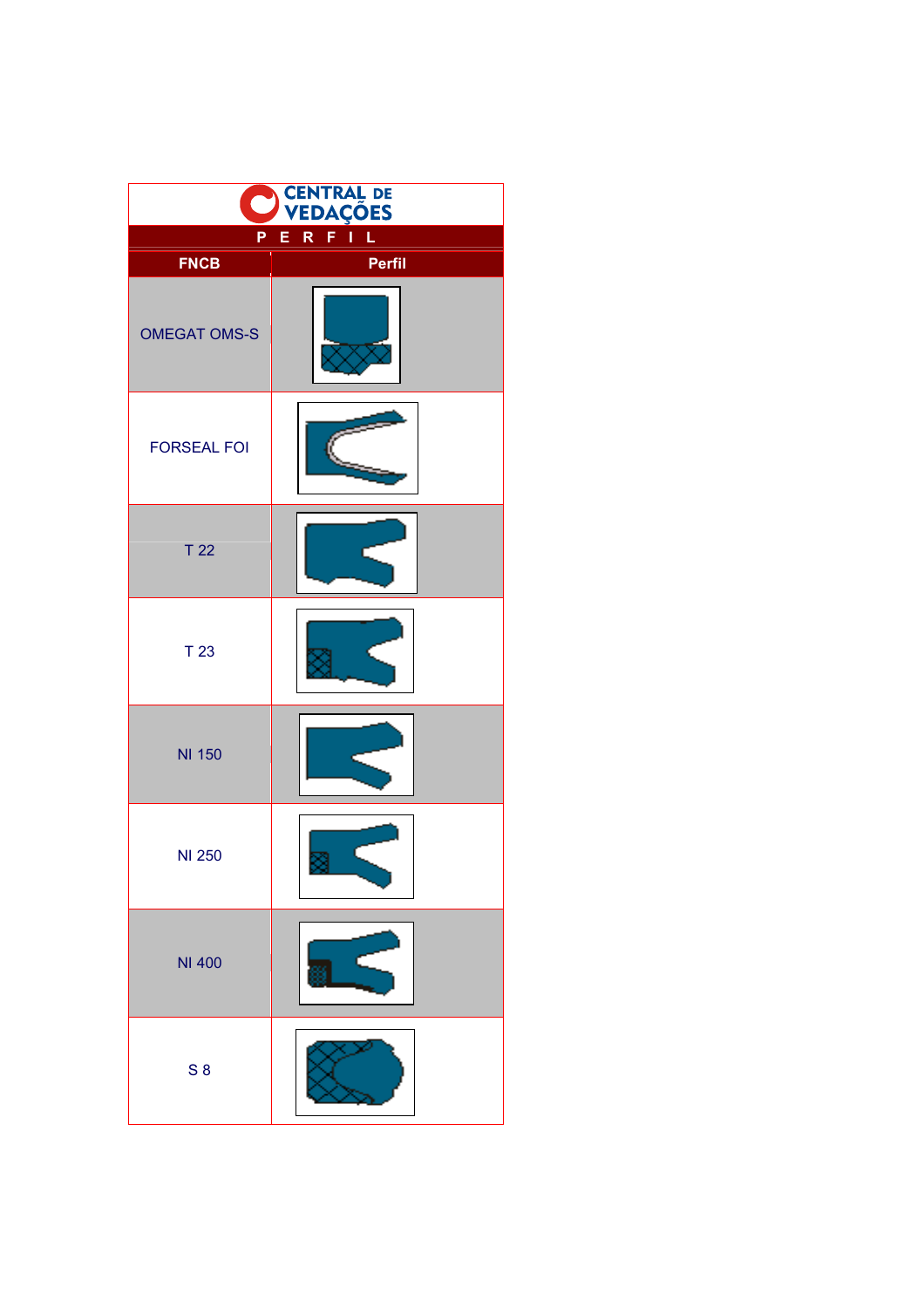CENTRAL DE VEDAÇÕES

P E R F I L

| FNCB | Perfil |
|---|---|
| OMEGAT OMS-S | |
| FORSEAL FOI | |
| T 22 | |
| T 23 | |
| NI 150 | |
| NI 250 | |
| NI 400 | |
| S 8 | |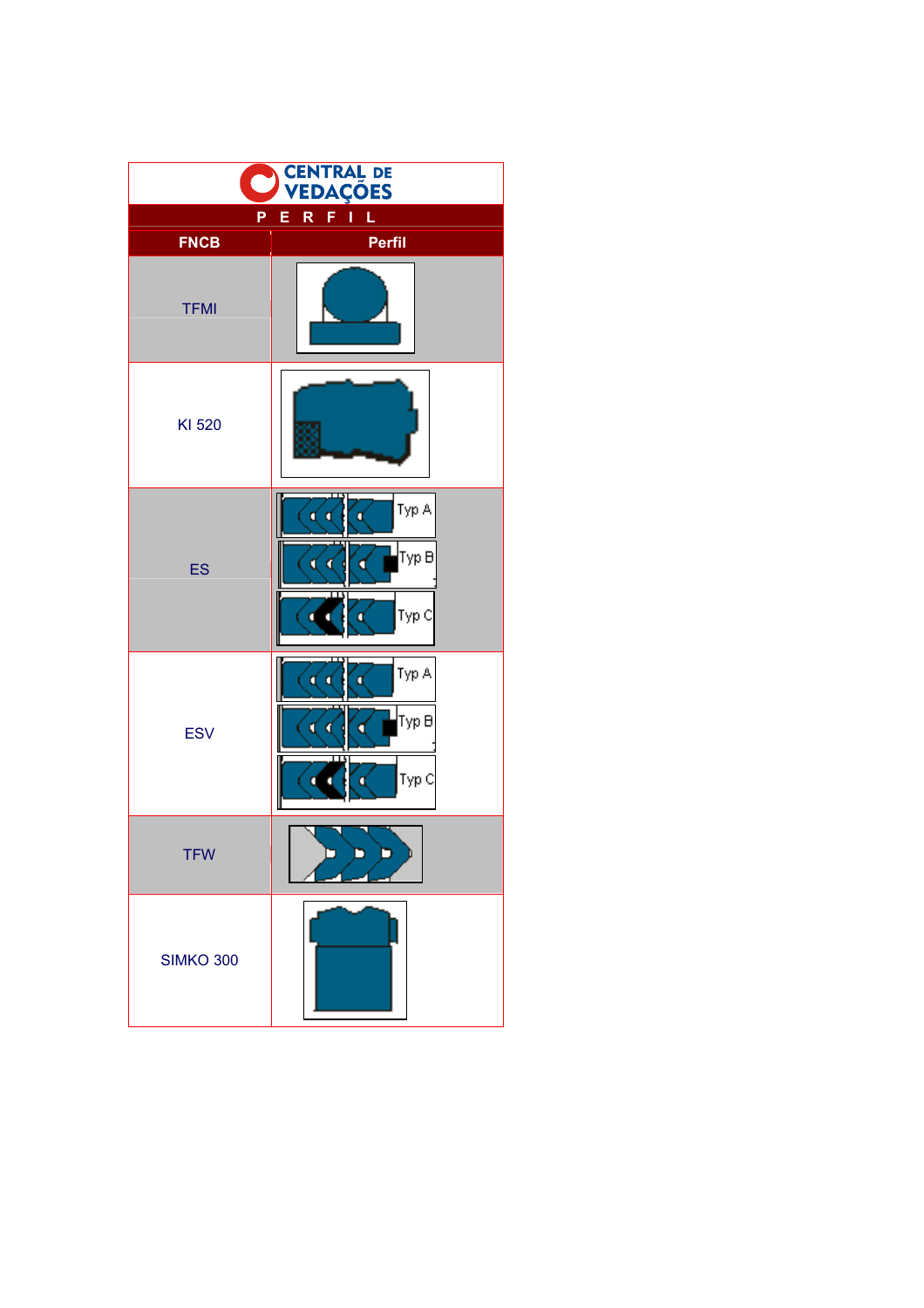CENTRAL DE VEDAÇÕES

## P E R F I L

| FNCB | Perfil |
|---|---|
| TFMI | |
| KI 520 | |
| ES | Typ A<br>Typ B<br>Typ C |
| ESV | Typ A<br>Typ B<br>Typ C |
| TFW | |
| SIMKO 300 | |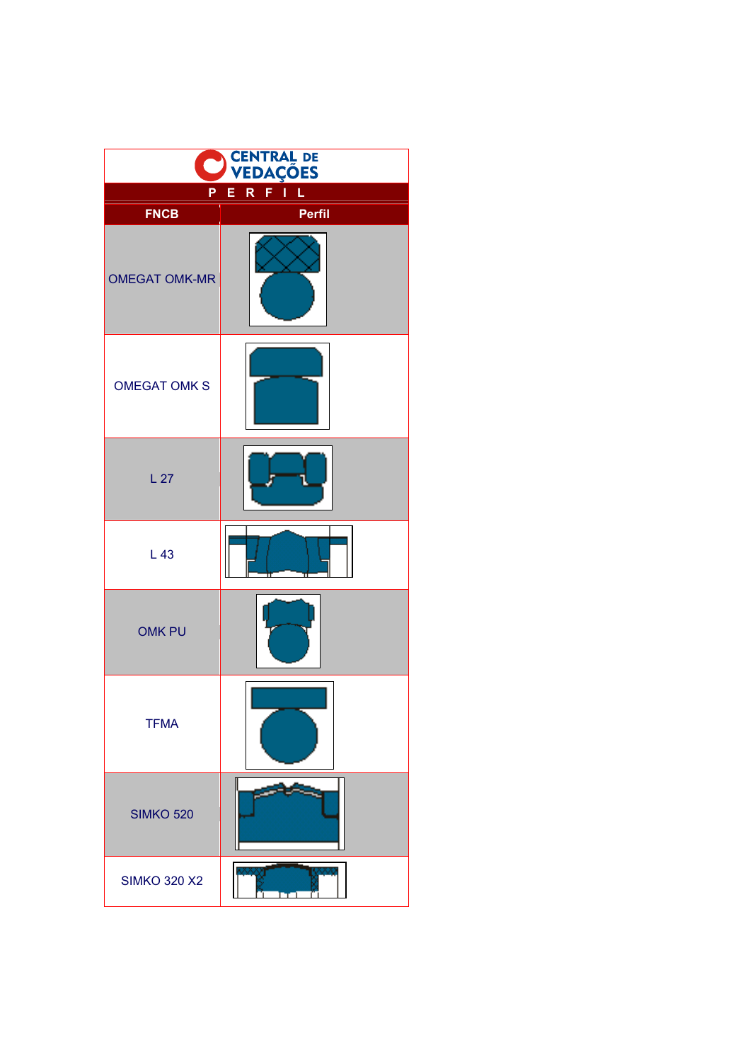**CENTRAL DE VEDAÇÕES**

**P E R F I L**

| FNCB | Perfil |
| --- | --- |
| OMEGAT OMK-MR | |
| OMEGAT OMK S | |
| L 27 | |
| L 43 | |
| OMK PU | |
| TFMA | |
| SIMKO 520 | |
| SIMKO 320 X2 | |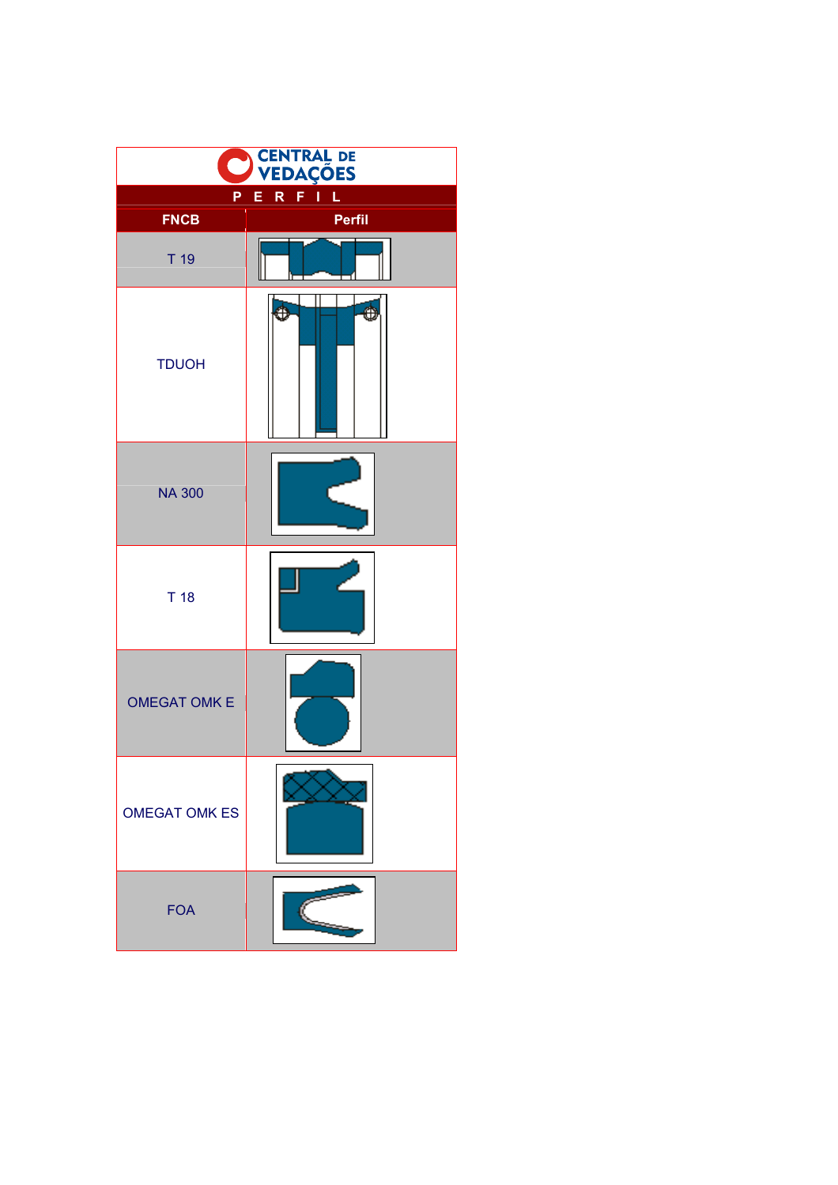CENTRAL DE VEDAÇÕES

| P E R F I L | |
|---|---|
| **FNCB** | **Perfil** |
| T 19 | |
| TDUOH | |
| NA 300 | |
| T 18 | |
| OMEGAT OMK E | |
| OMEGAT OMK ES | |
| FOA | |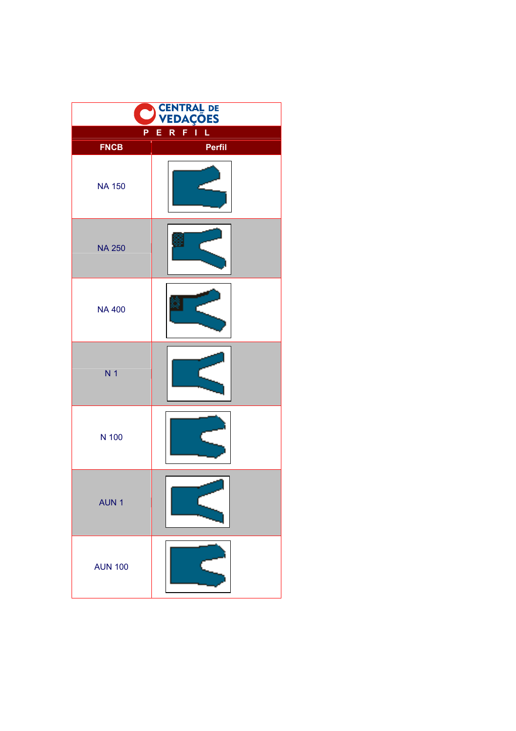CENTRAL DE VEDAÇÕES

| P E R F I L | |
|---|---|
| **FNCB** | **Perfil** |
| NA 150 | |
| NA 250 | |
| NA 400 | |
| N 1 | |
| N 100 | |
| AUN 1 | |
| AUN 100 | |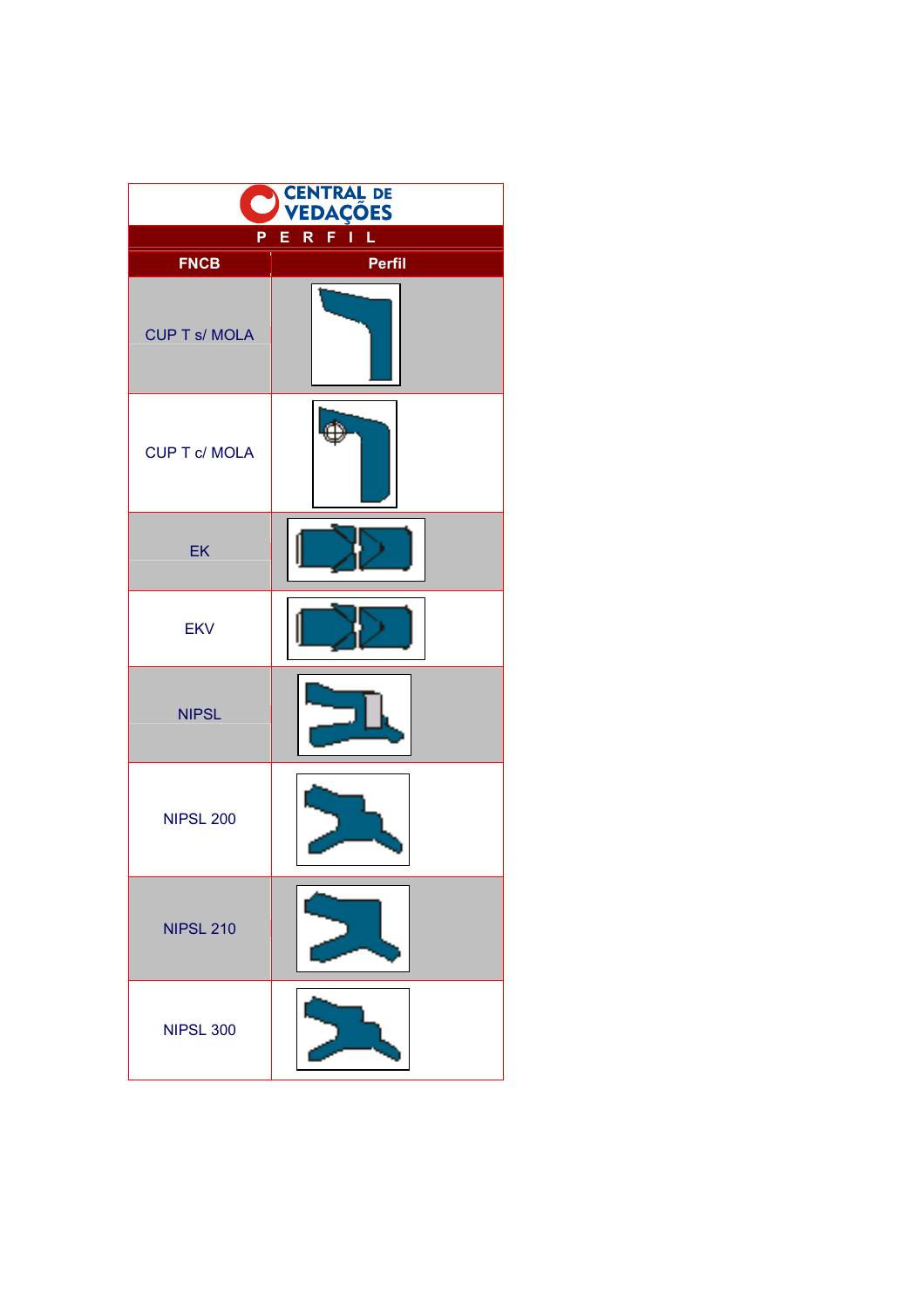**CENTRAL DE VEDAÇÕES**

## P E R F I L

| FNCB | Perfil |
|---|---|
| CUP T s/ MOLA | |
| CUP T c/ MOLA | |
| EK | |
| EKV | |
| NIPSL | |
| NIPSL 200 | |
| NIPSL 210 | |
| NIPSL 300 | |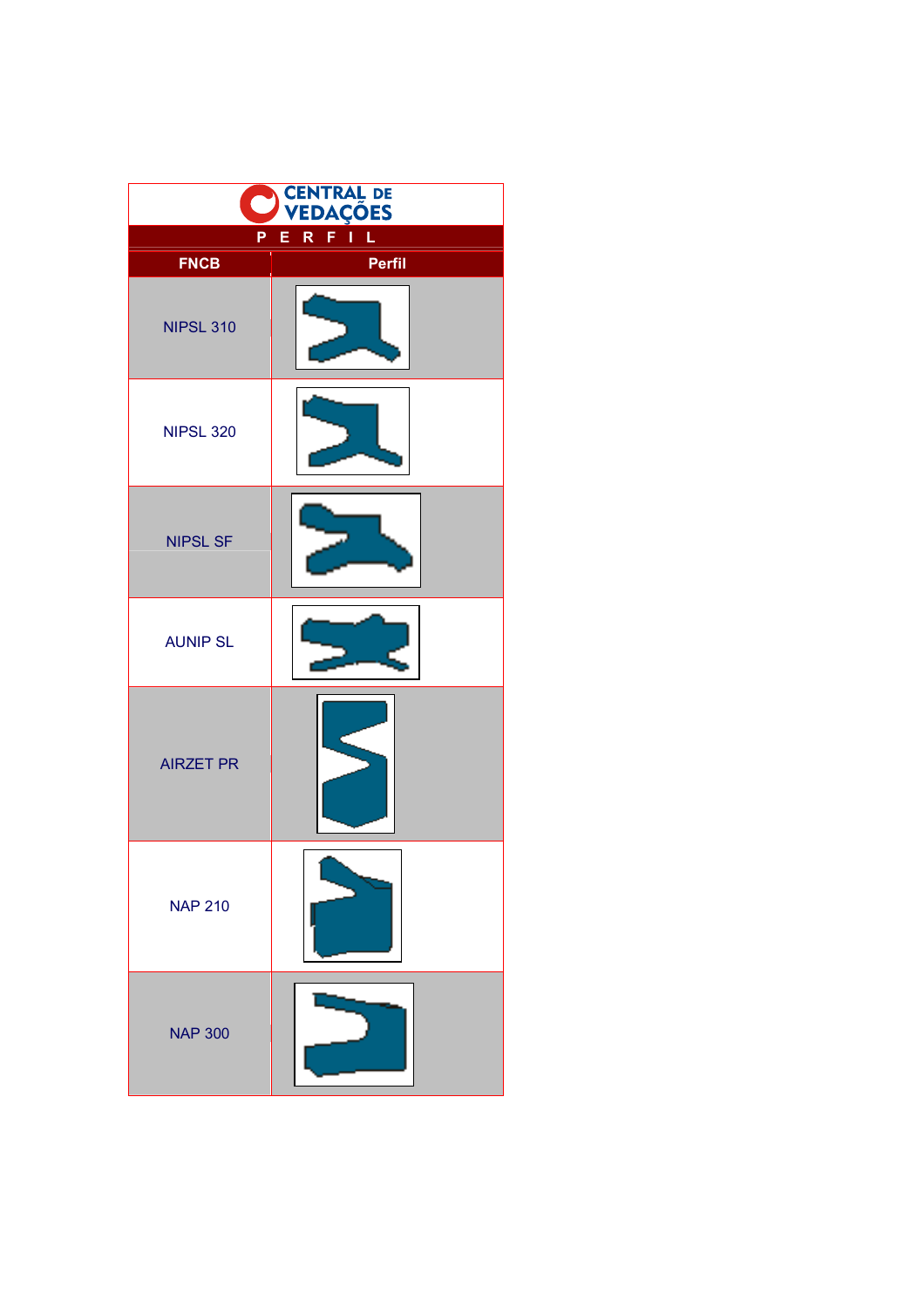CENTRAL DE VEDAÇÕES

**P E R F I L**

| FNCB | Perfil |
|---|---|
| NIPSL 310 | |
| NIPSL 320 | |
| NIPSL SF | |
| AUNIP SL | |
| AIRZET PR | |
| NAP 210 | |
| NAP 300 | |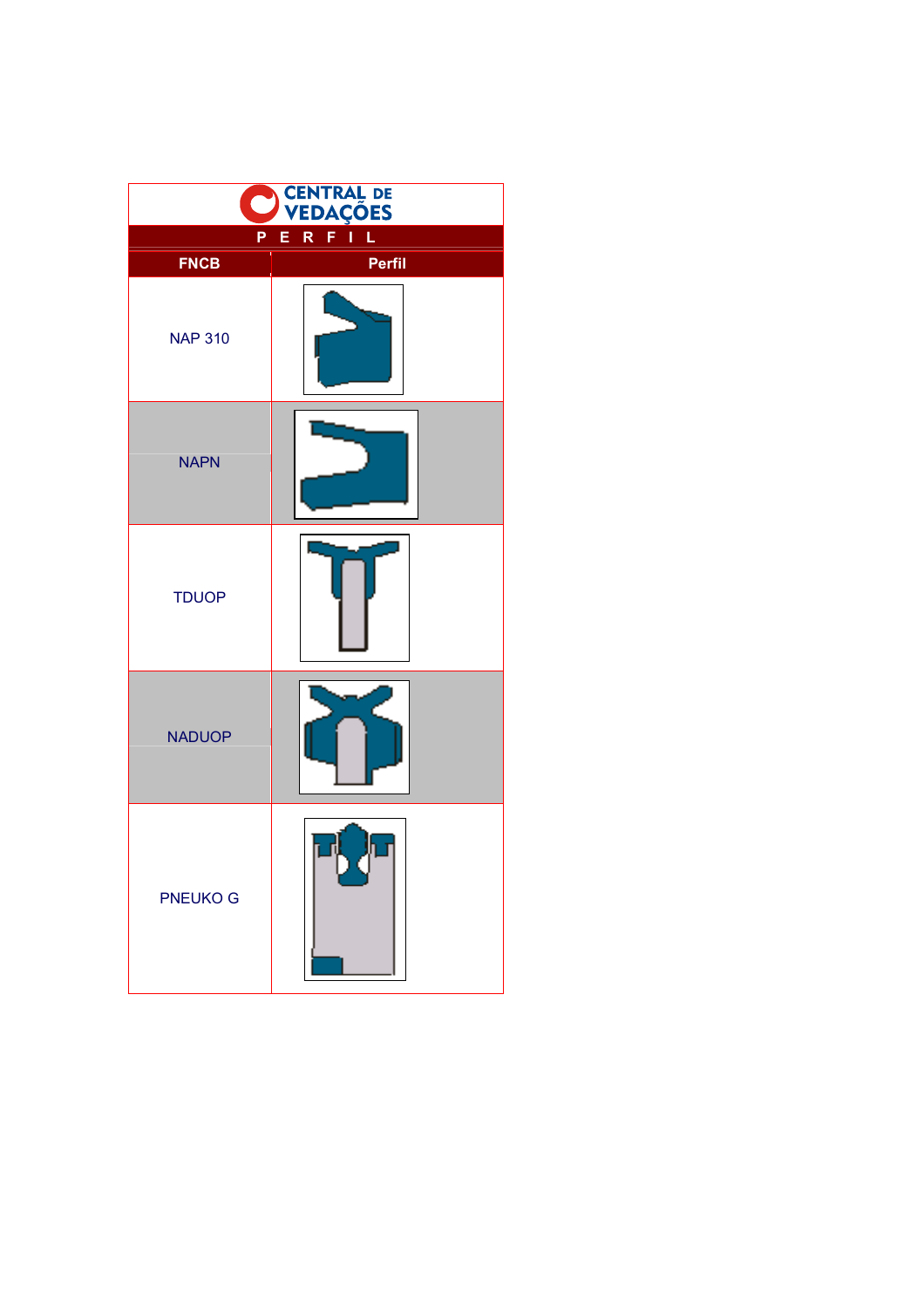CENTRAL DE VEDAÇÕES

P E R F I L

| FNCB | Perfil |
| --- | --- |
| NAP 310 | |
| NAPN | |
| TDUOP | |
| NADUOP | |
| PNEUKO G | |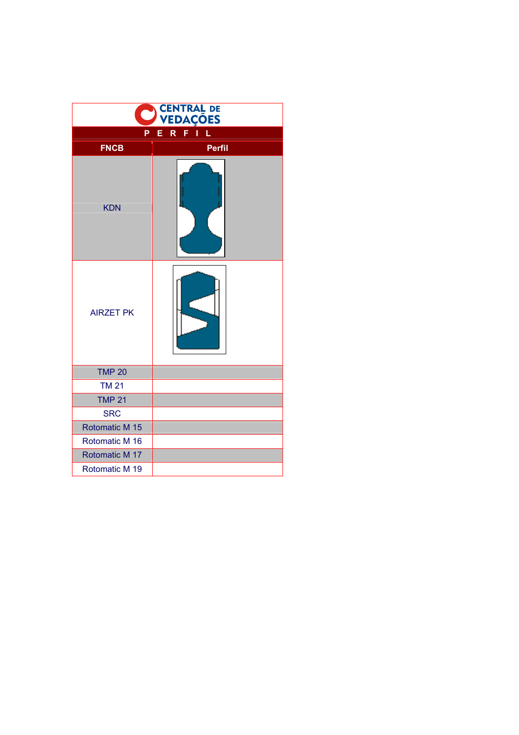CENTRAL DE VEDAÇÕES

**P E R F I L**

| FNCB | Perfil |
|---|---|
| KDN | |
| AIRZET PK | |
| TMP 20 | |
| TM 21 | |
| TMP 21 | |
| SRC | |
| Rotomatic M 15 | |
| Rotomatic M 16 | |
| Rotomatic M 17 | |
| Rotomatic M 19 | |